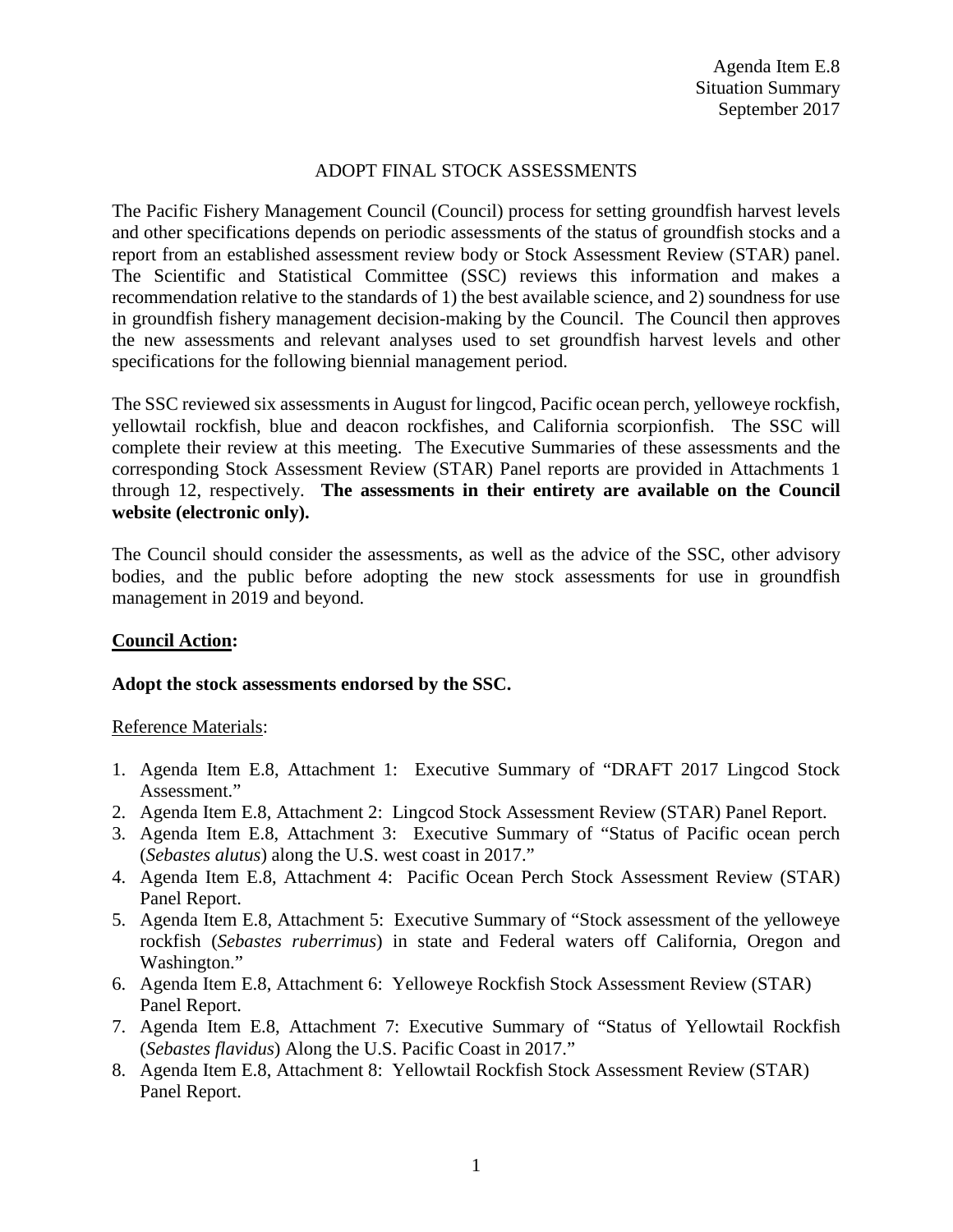Agenda Item E.8
Situation Summary
September 2017

# ADOPT FINAL STOCK ASSESSMENTS

The Pacific Fishery Management Council (Council) process for setting groundfish harvest levels and other specifications depends on periodic assessments of the status of groundfish stocks and a report from an established assessment review body or Stock Assessment Review (STAR) panel. The Scientific and Statistical Committee (SSC) reviews this information and makes a recommendation relative to the standards of 1) the best available science, and 2) soundness for use in groundfish fishery management decision-making by the Council. The Council then approves the new assessments and relevant analyses used to set groundfish harvest levels and other specifications for the following biennial management period.

The SSC reviewed six assessments in August for lingcod, Pacific ocean perch, yelloweye rockfish, yellowtail rockfish, blue and deacon rockfishes, and California scorpionfish. The SSC will complete their review at this meeting. The Executive Summaries of these assessments and the corresponding Stock Assessment Review (STAR) Panel reports are provided in Attachments 1 through 12, respectively. **The assessments in their entirety are available on the Council website (electronic only).**

The Council should consider the assessments, as well as the advice of the SSC, other advisory bodies, and the public before adopting the new stock assessments for use in groundfish management in 2019 and beyond.

**Council Action:**

**Adopt the stock assessments endorsed by the SSC.**

Reference Materials:

1. Agenda Item E.8, Attachment 1: Executive Summary of "DRAFT 2017 Lingcod Stock Assessment."
2. Agenda Item E.8, Attachment 2: Lingcod Stock Assessment Review (STAR) Panel Report.
3. Agenda Item E.8, Attachment 3: Executive Summary of "Status of Pacific ocean perch (*Sebastes alutus*) along the U.S. west coast in 2017."
4. Agenda Item E.8, Attachment 4: Pacific Ocean Perch Stock Assessment Review (STAR) Panel Report.
5. Agenda Item E.8, Attachment 5: Executive Summary of "Stock assessment of the yelloweye rockfish (*Sebastes ruberrimus*) in state and Federal waters off California, Oregon and Washington."
6. Agenda Item E.8, Attachment 6: Yelloweye Rockfish Stock Assessment Review (STAR) Panel Report.
7. Agenda Item E.8, Attachment 7: Executive Summary of "Status of Yellowtail Rockfish (*Sebastes flavidus*) Along the U.S. Pacific Coast in 2017."
8. Agenda Item E.8, Attachment 8: Yellowtail Rockfish Stock Assessment Review (STAR) Panel Report.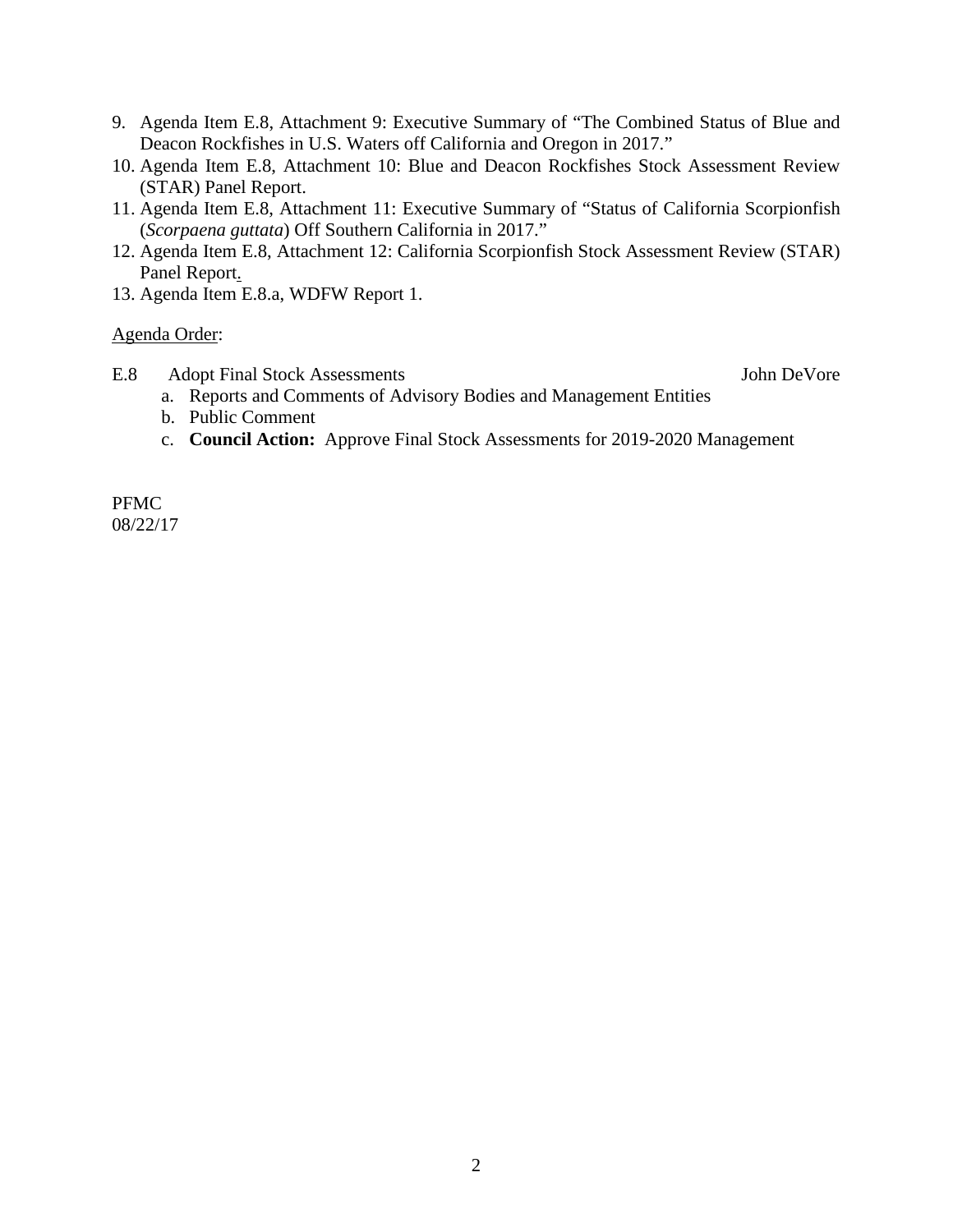9. Agenda Item E.8, Attachment 9: Executive Summary of "The Combined Status of Blue and Deacon Rockfishes in U.S. Waters off California and Oregon in 2017."
10. Agenda Item E.8, Attachment 10: Blue and Deacon Rockfishes Stock Assessment Review (STAR) Panel Report.
11. Agenda Item E.8, Attachment 11: Executive Summary of "Status of California Scorpionfish (*Scorpaena guttata*) Off Southern California in 2017."
12. Agenda Item E.8, Attachment 12: California Scorpionfish Stock Assessment Review (STAR) Panel Report.
13. Agenda Item E.8.a, WDFW Report 1.

<u>Agenda Order</u>:

E.8 Adopt Final Stock Assessments — John DeVore

a. Reports and Comments of Advisory Bodies and Management Entities
b. Public Comment
c. **Council Action:** Approve Final Stock Assessments for 2019-2020 Management

PFMC
08/22/17